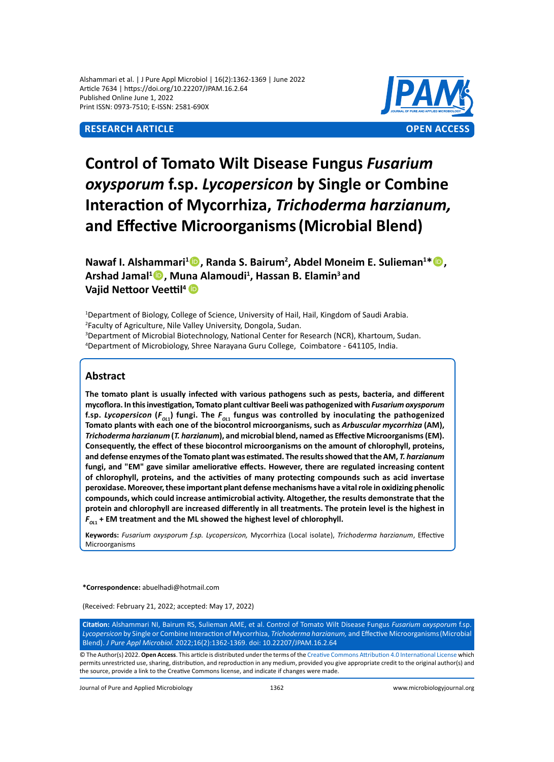RESEARCH ARTICLE

OPEN ACCESS

# Control of Tomato Wilt Disease Fungus *Fusarium oxysporum* f.sp. *Lycopersicon* by Single or Combine Interaction of Mycorrhiza, *Trichoderma harzianum,* and Effective Microorganisms (Microbial Blend)

**Nawaf I. Alshammari[1], Randa S. Bairum[2], Abdel Moneim E. Sulieman[1]\*, Arshad Jamal[1], Muna Alamoudi[1], Hassan B. Elamin[3] and Vajid Nettoor Veettil[4]**

[1]Department of Biology, College of Science, University of Hail, Hail, Kingdom of Saudi Arabia.
[2]Faculty of Agriculture, Nile Valley University, Dongola, Sudan.
[3]Department of Microbial Biotechnology, National Center for Research (NCR), Khartoum, Sudan.
[4]Department of Microbiology, Shree Narayana Guru College, Coimbatore - 641105, India.

## Abstract

**The tomato plant is usually infected with various pathogens such as pests, bacteria, and different mycoflora. In this investigation, Tomato plant cultivar Beeli was pathogenized with *Fusarium oxysporum* f.sp. *Lycopersicon* ($F_{OL1}$) fungi. The $F_{OL1}$ fungus was controlled by inoculating the pathogenized Tomato plants with each one of the biocontrol microorganisms, such as *Arbuscular mycorrhiza* (AM), *Trichoderma harzianum* (*T. harzianum*), and microbial blend, named as Effective Microorganisms (EM). Consequently, the effect of these biocontrol microorganisms on the amount of chlorophyll, proteins, and defense enzymes of the Tomato plant was estimated. The results showed that the AM, *T. harzianum* fungi, and "EM" gave similar ameliorative effects. However, there are regulated increasing content of chlorophyll, proteins, and the activities of many protecting compounds such as acid invertase peroxidase. Moreover, these important plant defense mechanisms have a vital role in oxidizing phenolic compounds, which could increase antimicrobial activity. Altogether, the results demonstrate that the protein and chlorophyll are increased differently in all treatments. The protein level is the highest in $F_{OL1}$ + EM treatment and the ML showed the highest level of chlorophyll.**

**Keywords:** *Fusarium oxysporum f.sp. Lycopersicon,* Mycorrhiza (Local isolate), *Trichoderma harzianum*, Effective Microorganisms

**\*Correspondence:** abuelhadi@hotmail.com

(Received: February 21, 2022; accepted: May 17, 2022)

**Citation:** Alshammari NI, Bairum RS, Sulieman AME, et al. Control of Tomato Wilt Disease Fungus *Fusarium oxysporum* f.sp. *Lycopersicon* by Single or Combine Interaction of Mycorrhiza, *Trichoderma harzianum,* and Effective Microorganisms (Microbial Blend). *J Pure Appl Microbiol.* 2022;16(2):1362-1369. doi: 10.22207/JPAM.16.2.64

© The Author(s) 2022. **Open Access**. This article is distributed under the terms of the Creative Commons Attribution 4.0 International License which permits unrestricted use, sharing, distribution, and reproduction in any medium, provided you give appropriate credit to the original author(s) and the source, provide a link to the Creative Commons license, and indicate if changes were made.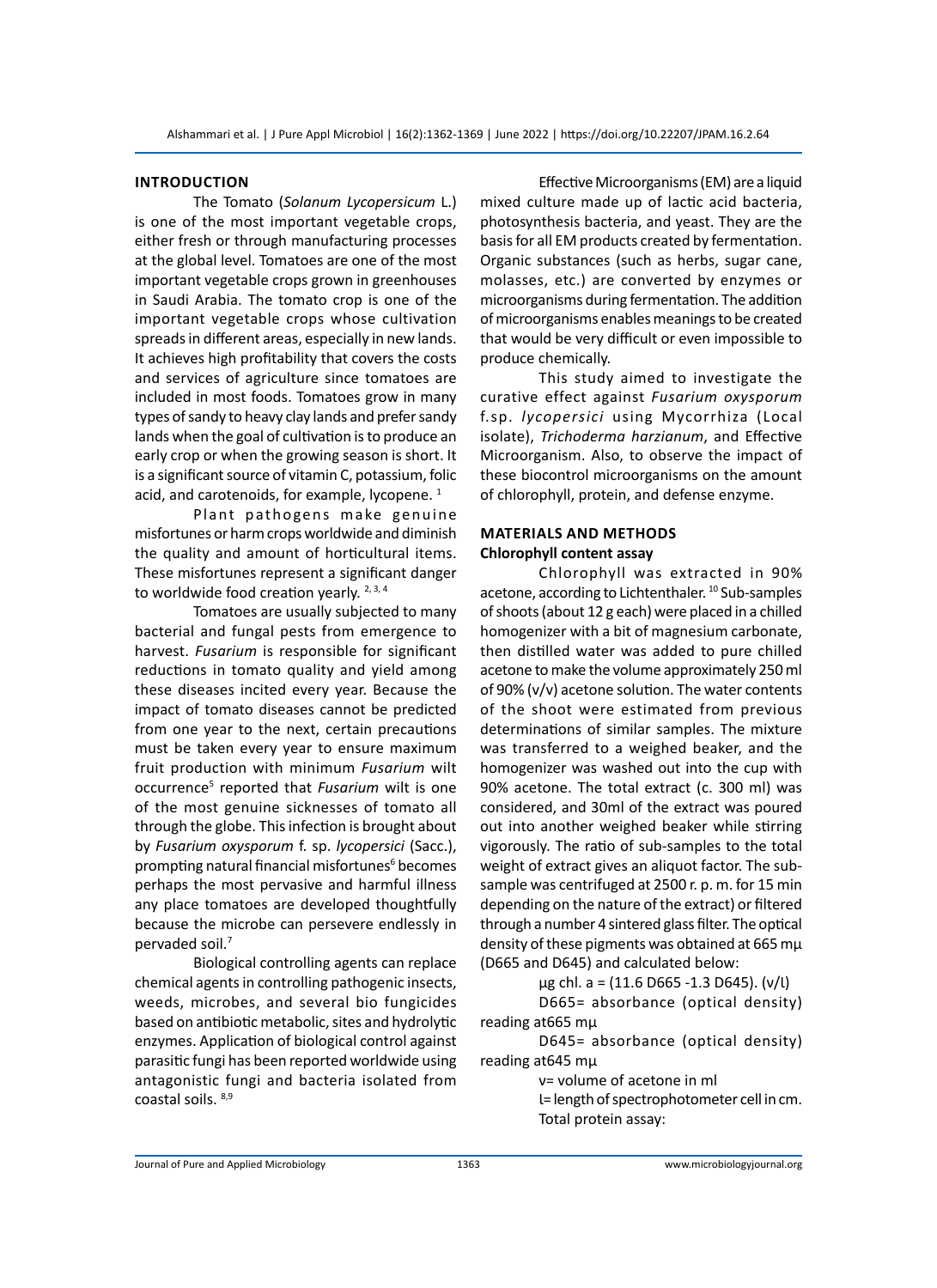## INTRODUCTION

The Tomato (*Solanum Lycopersicum* L.) is one of the most important vegetable crops, either fresh or through manufacturing processes at the global level. Tomatoes are one of the most important vegetable crops grown in greenhouses in Saudi Arabia. The tomato crop is one of the important vegetable crops whose cultivation spreads in different areas, especially in new lands. It achieves high profitability that covers the costs and services of agriculture since tomatoes are included in most foods. Tomatoes grow in many types of sandy to heavy clay lands and prefer sandy lands when the goal of cultivation is to produce an early crop or when the growing season is short. It is a significant source of vitamin C, potassium, folic acid, and carotenoids, for example, lycopene. [1]

Plant pathogens make genuine misfortunes or harm crops worldwide and diminish the quality and amount of horticultural items. These misfortunes represent a significant danger to worldwide food creation yearly. [2, 3, 4]

Tomatoes are usually subjected to many bacterial and fungal pests from emergence to harvest. *Fusarium* is responsible for significant reductions in tomato quality and yield among these diseases incited every year. Because the impact of tomato diseases cannot be predicted from one year to the next, certain precautions must be taken every year to ensure maximum fruit production with minimum *Fusarium* wilt occurrence[5] reported that *Fusarium* wilt is one of the most genuine sicknesses of tomato all through the globe. This infection is brought about by *Fusarium oxysporum* f. sp. *lycopersici* (Sacc.), prompting natural financial misfortunes[6] becomes perhaps the most pervasive and harmful illness any place tomatoes are developed thoughtfully because the microbe can persevere endlessly in pervaded soil.[7]

Biological controlling agents can replace chemical agents in controlling pathogenic insects, weeds, microbes, and several bio fungicides based on antibiotic metabolic, sites and hydrolytic enzymes. Application of biological control against parasitic fungi has been reported worldwide using antagonistic fungi and bacteria isolated from coastal soils. [8,9]

Effective Microorganisms (EM) are a liquid mixed culture made up of lactic acid bacteria, photosynthesis bacteria, and yeast. They are the basis for all EM products created by fermentation. Organic substances (such as herbs, sugar cane, molasses, etc.) are converted by enzymes or microorganisms during fermentation. The addition of microorganisms enables meanings to be created that would be very difficult or even impossible to produce chemically.

This study aimed to investigate the curative effect against *Fusarium oxysporum* f.sp. *lycopersici* using Mycorrhiza (Local isolate), *Trichoderma harzianum*, and Effective Microorganism. Also, to observe the impact of these biocontrol microorganisms on the amount of chlorophyll, protein, and defense enzyme.

## MATERIALS AND METHODS

### Chlorophyll content assay

Chlorophyll was extracted in 90% acetone, according to Lichtenthaler. [10] Sub-samples of shoots (about 12 g each) were placed in a chilled homogenizer with a bit of magnesium carbonate, then distilled water was added to pure chilled acetone to make the volume approximately 250 ml of 90% (v/v) acetone solution. The water contents of the shoot were estimated from previous determinations of similar samples. The mixture was transferred to a weighed beaker, and the homogenizer was washed out into the cup with 90% acetone. The total extract (c. 300 ml) was considered, and 30ml of the extract was poured out into another weighed beaker while stirring vigorously. The ratio of sub-samples to the total weight of extract gives an aliquot factor. The sub-sample was centrifuged at 2500 r. p. m. for 15 min depending on the nature of the extract) or filtered through a number 4 sintered glass filter. The optical density of these pigments was obtained at 665 mμ (D665 and D645) and calculated below:

μg chl. a = (11.6 D665 -1.3 D645). (v/l)

D665= absorbance (optical density) reading at665 mμ

D645= absorbance (optical density) reading at645 mμ

v= volume of acetone in ml

l= length of spectrophotometer cell in cm.

Total protein assay: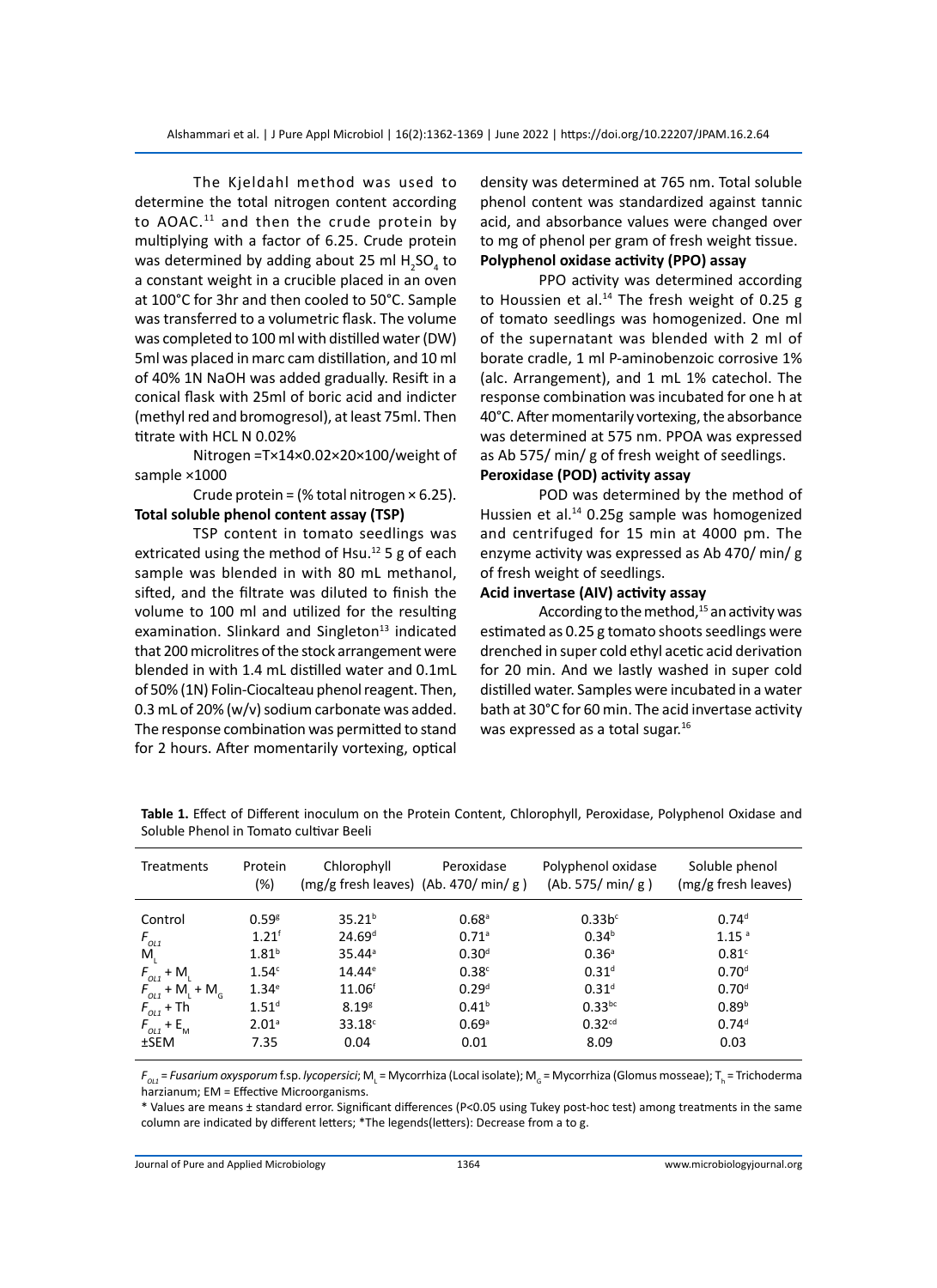The Kjeldahl method was used to determine the total nitrogen content according to AOAC.[11] and then the crude protein by multiplying with a factor of 6.25. Crude protein was determined by adding about 25 ml $H_2SO_4$ to a constant weight in a crucible placed in an oven at 100°C for 3hr and then cooled to 50°C. Sample was transferred to a volumetric flask. The volume was completed to 100 ml with distilled water (DW) 5ml was placed in marc cam distillation, and 10 ml of 40% 1N NaOH was added gradually. Resift in a conical flask with 25ml of boric acid and indicter (methyl red and bromogresol), at least 75ml. Then titrate with HCL N 0.02%

Nitrogen =T×14×0.02×20×100/weight of sample ×1000

Crude protein = (% total nitrogen × 6.25).

**Total soluble phenol content assay (TSP)**

TSP content in tomato seedlings was extricated using the method of Hsu.[12] 5 g of each sample was blended in with 80 mL methanol, sifted, and the filtrate was diluted to finish the volume to 100 ml and utilized for the resulting examination. Slinkard and Singleton[13] indicated that 200 microlitres of the stock arrangement were blended in with 1.4 mL distilled water and 0.1mL of 50% (1N) Folin-Ciocalteau phenol reagent. Then, 0.3 mL of 20% (w/v) sodium carbonate was added. The response combination was permitted to stand for 2 hours. After momentarily vortexing, optical density was determined at 765 nm. Total soluble phenol content was standardized against tannic acid, and absorbance values were changed over to mg of phenol per gram of fresh weight tissue.

**Polyphenol oxidase activity (PPO) assay**

PPO activity was determined according to Houssien et al.[14] The fresh weight of 0.25 g of tomato seedlings was homogenized. One ml of the supernatant was blended with 2 ml of borate cradle, 1 ml P-aminobenzoic corrosive 1% (alc. Arrangement), and 1 mL 1% catechol. The response combination was incubated for one h at 40°C. After momentarily vortexing, the absorbance was determined at 575 nm. PPOA was expressed as Ab 575/ min/ g of fresh weight of seedlings.

**Peroxidase (POD) activity assay**

POD was determined by the method of Hussien et al.[14] 0.25g sample was homogenized and centrifuged for 15 min at 4000 pm. The enzyme activity was expressed as Ab 470/ min/ g of fresh weight of seedlings.

**Acid invertase (AIV) activity assay**

According to the method,[15] an activity was estimated as 0.25 g tomato shoots seedlings were drenched in super cold ethyl acetic acid derivation for 20 min. And we lastly washed in super cold distilled water. Samples were incubated in a water bath at 30°C for 60 min. The acid invertase activity was expressed as a total sugar.[16]

**Table 1.** Effect of Different inoculum on the Protein Content, Chlorophyll, Peroxidase, Polyphenol Oxidase and Soluble Phenol in Tomato cultivar Beeli

| Treatments | Protein (%) | Chlorophyll (mg/g fresh leaves) | Peroxidase (Ab. 470/ min/ g ) | Polyphenol oxidase (Ab. 575/ min/ g ) | Soluble phenol (mg/g fresh leaves) |
|---|---|---|---|---|---|
| Control | 0.59[g] | 35.21[b] | 0.68[a] | 0.33b[c] | 0.74[d] |
| $F_{OL1}$ | 1.21[f] | 24.69[d] | 0.71[a] | 0.34[b] | 1.15 [a] |
| $M_L$ | 1.81[b] | 35.44[a] | 0.30[d] | 0.36[a] | 0.81[c] |
| $F_{OL1}$ + $M_L$ | 1.54[c] | 14.44[e] | 0.38[c] | 0.31[d] | 0.70[d] |
| $F_{OL1}$ + $M_L$ + $M_G$ | 1.34[e] | 11.06[f] | 0.29[d] | 0.31[d] | 0.70[d] |
| $F_{OL1}$ + Th | 1.51[d] | 8.19[g] | 0.41[b] | 0.33[bc] | 0.89[b] |
| $F_{OL1}$ + $E_M$ | 2.01[a] | 33.18[c] | 0.69[a] | 0.32[cd] | 0.74[d] |
| ±SEM | 7.35 | 0.04 | 0.01 | 8.09 | 0.03 |

$F_{OL1}$ = *Fusarium oxysporum* f.sp. *lycopersici*; $M_L$ = Mycorrhiza (Local isolate); $M_G$ = Mycorrhiza (Glomus mosseae); $T_h$ = Trichoderma harzianum; EM = Effective Microorganisms.

* Values are means ± standard error. Significant differences (P<0.05 using Tukey post-hoc test) among treatments in the same column are indicated by different letters; *The legends(letters): Decrease from a to g.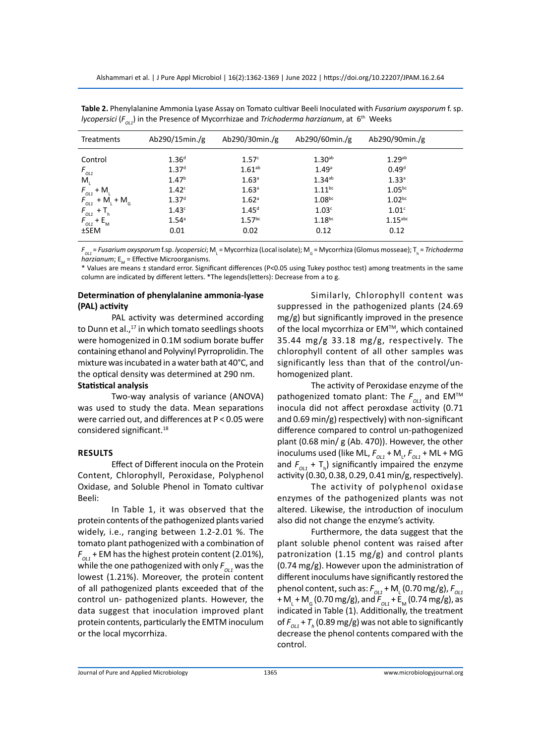**Table 2.** Phenylalanine Ammonia Lyase Assay on Tomato cultivar Beeli Inoculated with *Fusarium oxysporum* f. sp. *lycopersici* ($F_{OL1}$) in the Presence of Mycorrhizae and *Trichoderma harzianum*, at 6th Weeks

| Treatments | Ab290/15min./g | Ab290/30min./g | Ab290/60min./g | Ab290/90min./g |
|---|---|---|---|---|
| Control | $1.36^{d}$ | $1.57^{c}$ | $1.30^{ab}$ | $1.29^{ab}$ |
| $F_{OL1}$ | $1.37^{d}$ | $1.61^{ab}$ | $1.49^{a}$ | $0.49^{d}$ |
| $M_L$ | $1.47^{b}$ | $1.63^{a}$ | $1.34^{ab}$ | $1.33^{a}$ |
| $F_{OL1} + M_L$ | $1.42^{c}$ | $1.63^{a}$ | $1.11^{bc}$ | $1.05^{bc}$ |
| $F_{OL1} + M_L + M_G$ | $1.37^{d}$ | $1.62^{a}$ | $1.08^{bc}$ | $1.02^{bc}$ |
| $F_{OL1} + T_h$ | $1.43^{c}$ | $1.45^{d}$ | $1.03^{c}$ | $1.01^{c}$ |
| $F_{OL1} + E_M$ | $1.54^{a}$ | $1.57^{bc}$ | $1.18^{bc}$ | $1.15^{abc}$ |
| ±SEM | 0.01 | 0.02 | 0.12 | 0.12 |

$F_{OL1}$ = *Fusarium oxysporum* f.sp. *lycopersici*; $M_L$ = Mycorrhiza (Local isolate); $M_G$ = Mycorrhiza (Glomus mosseae); $T_h$ = *Trichoderma harzianum*; $E_M$ = Effective Microorganisms.

\* Values are means ± standard error. Significant differences (P<0.05 using Tukey posthoc test) among treatments in the same column are indicated by different letters. \*The legends(letters): Decrease from a to g.

**Determination of phenylalanine ammonia-lyase (PAL) activity**

PAL activity was determined according to Dunn et al.,[17] in which tomato seedlings shoots were homogenized in 0.1M sodium borate buffer containing ethanol and Polyvinyl Pyrroprolidin. The mixture was incubated in a water bath at 40°C, and the optical density was determined at 290 nm.

**Statistical analysis**

Two-way analysis of variance (ANOVA) was used to study the data. Mean separations were carried out, and differences at $P < 0.05$ were considered significant.[18]

## RESULTS

Effect of Different inocula on the Protein Content, Chlorophyll, Peroxidase, Polyphenol Oxidase, and Soluble Phenol in Tomato cultivar Beeli:

In Table 1, it was observed that the protein contents of the pathogenized plants varied widely, i.e., ranging between 1.2-2.01 %. The tomato plant pathogenized with a combination of $F_{OL1}$ + EM has the highest protein content (2.01%), while the one pathogenized with only $F_{OL1}$ was the lowest (1.21%). Moreover, the protein content of all pathogenized plants exceeded that of the control un- pathogenized plants. However, the data suggest that inoculation improved plant protein contents, particularly the EMTM inoculum or the local mycorrhiza.

Similarly, Chlorophyll content was suppressed in the pathogenized plants (24.69 mg/g) but significantly improved in the presence of the local mycorrhiza or EM™, which contained 35.44 mg/g 33.18 mg/g, respectively. The chlorophyll content of all other samples was significantly less than that of the control/un-homogenized plant.

The activity of Peroxidase enzyme of the pathogenized tomato plant: The $F_{OL1}$ and EM™ inocula did not affect peroxdase activity (0.71 and 0.69 min/g) respectively) with non-significant difference compared to control un-pathogenized plant (0.68 min/ g (Ab. 470)). However, the other inoculums used (like ML, $F_{OL1} + M_L$, $F_{OL1}$ + ML + MG and $F_{OL1} + T_h$) significantly impaired the enzyme activity (0.30, 0.38, 0.29, 0.41 min/g, respectively).

The activity of polyphenol oxidase enzymes of the pathogenized plants was not altered. Likewise, the introduction of inoculum also did not change the enzyme's activity.

Furthermore, the data suggest that the plant soluble phenol content was raised after patronization (1.15 mg/g) and control plants (0.74 mg/g). However upon the administration of different inoculums have significantly restored the phenol content, such as: $F_{OL1} + M_L$ (0.70 mg/g), $F_{OL1} + M_L + M_G$ (0.70 mg/g), and $F_{OL1} + E_M$ (0.74 mg/g), as indicated in Table (1). Additionally, the treatment of $F_{OL1} + T_h$ (0.89 mg/g) was not able to significantly decrease the phenol contents compared with the control.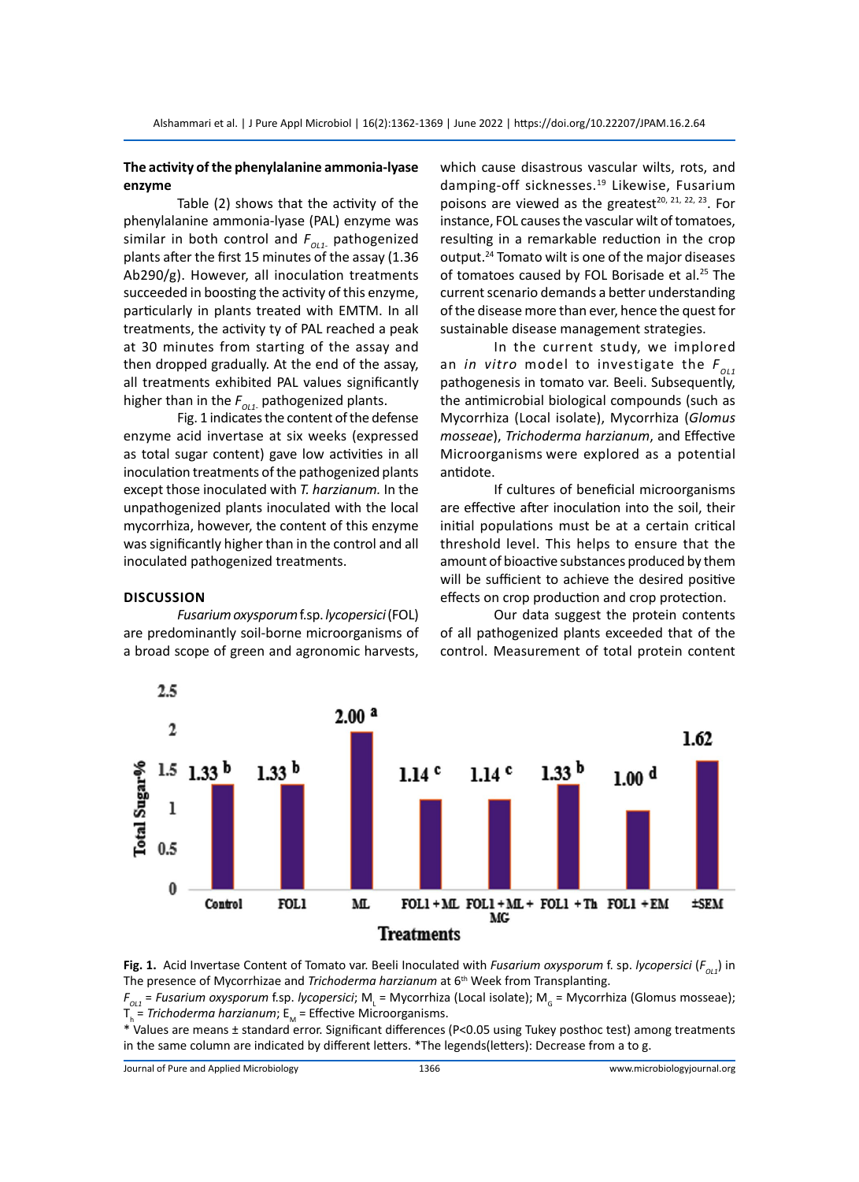### The activity of the phenylalanine ammonia-lyase enzyme

Table (2) shows that the activity of the phenylalanine ammonia-lyase (PAL) enzyme was similar in both control and $F_{OL1}$- pathogenized plants after the first 15 minutes of the assay (1.36 Ab290/g). However, all inoculation treatments succeeded in boosting the activity of this enzyme, particularly in plants treated with EMTM. In all treatments, the activity ty of PAL reached a peak at 30 minutes from starting of the assay and then dropped gradually. At the end of the assay, all treatments exhibited PAL values significantly higher than in the $F_{OL1}$- pathogenized plants.

Fig. 1 indicates the content of the defense enzyme acid invertase at six weeks (expressed as total sugar content) gave low activities in all inoculation treatments of the pathogenized plants except those inoculated with *T. harzianum.* In the unpathogenized plants inoculated with the local mycorrhiza, however, the content of this enzyme was significantly higher than in the control and all inoculated pathogenized treatments.

## DISCUSSION

*Fusarium oxysporum* f.sp. *lycopersici* (FOL) are predominantly soil-borne microorganisms of a broad scope of green and agronomic harvests, which cause disastrous vascular wilts, rots, and damping-off sicknesses.[19] Likewise, Fusarium poisons are viewed as the greatest[20, 21, 22, 23]. For instance, FOL causes the vascular wilt of tomatoes, resulting in a remarkable reduction in the crop output.[24] Tomato wilt is one of the major diseases of tomatoes caused by FOL Borisade et al.[25] The current scenario demands a better understanding of the disease more than ever, hence the quest for sustainable disease management strategies.

In the current study, we implored an *in vitro* model to investigate the $F_{OL1}$ pathogenesis in tomato var. Beeli. Subsequently, the antimicrobial biological compounds (such as Mycorrhiza (Local isolate), Mycorrhiza (*Glomus mosseae*), *Trichoderma harzianum*, and Effective Microorganisms were explored as a potential antidote.

If cultures of beneficial microorganisms are effective after inoculation into the soil, their initial populations must be at a certain critical threshold level. This helps to ensure that the amount of bioactive substances produced by them will be sufficient to achieve the desired positive effects on crop production and crop protection.

Our data suggest the protein contents of all pathogenized plants exceeded that of the control. Measurement of total protein content

**Fig. 1.** Acid Invertase Content of Tomato var. Beeli Inoculated with *Fusarium oxysporum* f. sp. *lycopersici* ($F_{OL1}$) in The presence of Mycorrhizae and *Trichoderma harzianum* at 6th Week from Transplanting.

$F_{OL1}$ = *Fusarium oxysporum* f.sp. *lycopersici*; $M_L$ = Mycorrhiza (Local isolate); $M_G$ = Mycorrhiza (Glomus mosseae); $T_h$ = *Trichoderma harzianum*; $E_M$ = Effective Microorganisms.

* Values are means ± standard error. Significant differences (P<0.05 using Tukey posthoc test) among treatments in the same column are indicated by different letters. *The legends(letters): Decrease from a to g.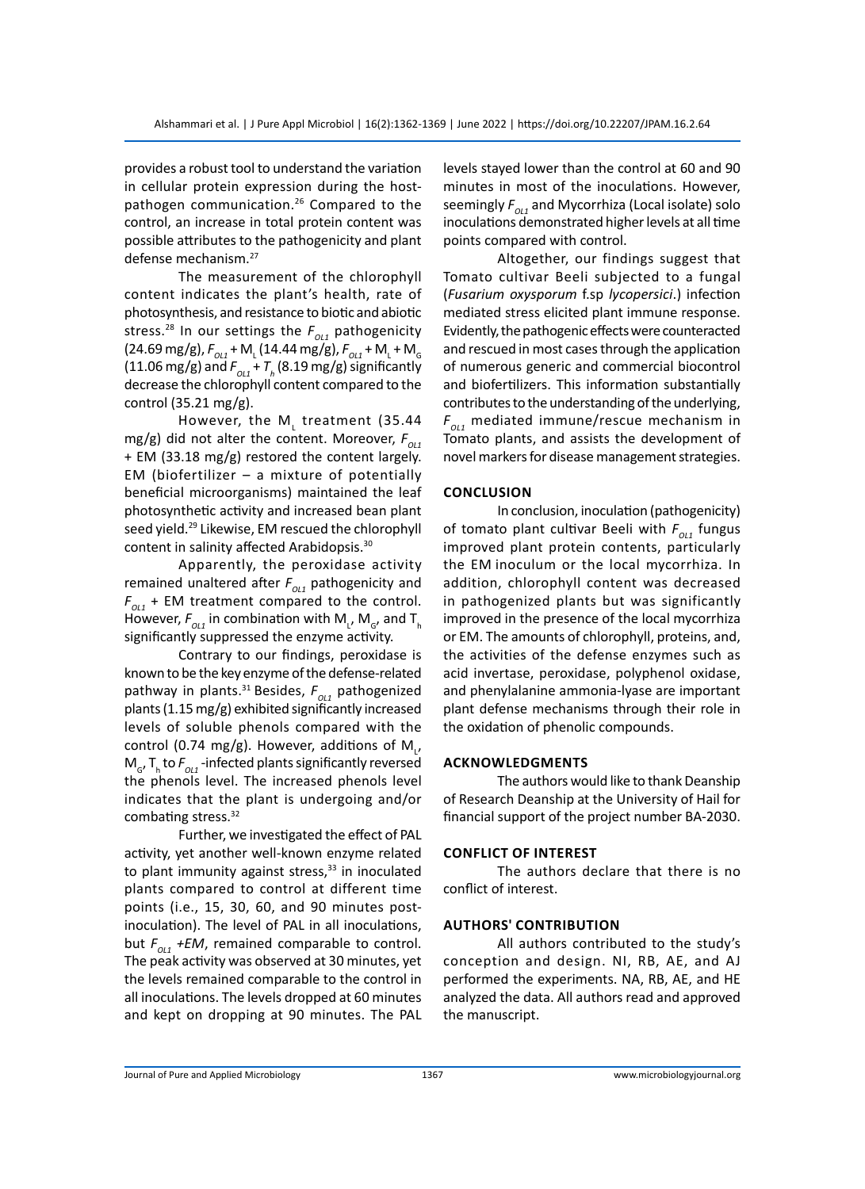provides a robust tool to understand the variation in cellular protein expression during the host-pathogen communication.[26] Compared to the control, an increase in total protein content was possible attributes to the pathogenicity and plant defense mechanism.[27]

The measurement of the chlorophyll content indicates the plant's health, rate of photosynthesis, and resistance to biotic and abiotic stress.[28] In our settings the $F_{OL1}$ pathogenicity (24.69 mg/g), $F_{OL1}$ + $M_L$ (14.44 mg/g), $F_{OL1}$ + $M_L$ + $M_G$ (11.06 mg/g) and $F_{OL1}$ + $T_h$ (8.19 mg/g) significantly decrease the chlorophyll content compared to the control (35.21 mg/g).

However, the $M_L$ treatment (35.44 mg/g) did not alter the content. Moreover, $F_{OL1}$ + EM (33.18 mg/g) restored the content largely. EM (biofertilizer – a mixture of potentially beneficial microorganisms) maintained the leaf photosynthetic activity and increased bean plant seed yield.[29] Likewise, EM rescued the chlorophyll content in salinity affected Arabidopsis.[30]

Apparently, the peroxidase activity remained unaltered after $F_{OL1}$ pathogenicity and $F_{OL1}$ + EM treatment compared to the control. However, $F_{OL1}$ in combination with $M_L$, $M_G$, and $T_h$ significantly suppressed the enzyme activity.

Contrary to our findings, peroxidase is known to be the key enzyme of the defense-related pathway in plants.[31] Besides, $F_{OL1}$ pathogenized plants (1.15 mg/g) exhibited significantly increased levels of soluble phenols compared with the control (0.74 mg/g). However, additions of $M_L$, $M_G$, $T_h$ to $F_{OL1}$-infected plants significantly reversed the phenols level. The increased phenols level indicates that the plant is undergoing and/or combating stress.[32]

Further, we investigated the effect of PAL activity, yet another well-known enzyme related to plant immunity against stress,[33] in inoculated plants compared to control at different time points (i.e., 15, 30, 60, and 90 minutes post-inoculation). The level of PAL in all inoculations, but $F_{OL1}$ *+EM*, remained comparable to control. The peak activity was observed at 30 minutes, yet the levels remained comparable to the control in all inoculations. The levels dropped at 60 minutes and kept on dropping at 90 minutes. The PAL levels stayed lower than the control at 60 and 90 minutes in most of the inoculations. However, seemingly $F_{OL1}$ and Mycorrhiza (Local isolate) solo inoculations demonstrated higher levels at all time points compared with control.

Altogether, our findings suggest that Tomato cultivar Beeli subjected to a fungal (*Fusarium oxysporum* f.sp *lycopersici*.) infection mediated stress elicited plant immune response. Evidently, the pathogenic effects were counteracted and rescued in most cases through the application of numerous generic and commercial biocontrol and biofertilizers. This information substantially contributes to the understanding of the underlying, $F_{OL1}$ mediated immune/rescue mechanism in Tomato plants, and assists the development of novel markers for disease management strategies.

## CONCLUSION

In conclusion, inoculation (pathogenicity) of tomato plant cultivar Beeli with $F_{OL1}$ fungus improved plant protein contents, particularly the EM inoculum or the local mycorrhiza. In addition, chlorophyll content was decreased in pathogenized plants but was significantly improved in the presence of the local mycorrhiza or EM. The amounts of chlorophyll, proteins, and, the activities of the defense enzymes such as acid invertase, peroxidase, polyphenol oxidase, and phenylalanine ammonia-lyase are important plant defense mechanisms through their role in the oxidation of phenolic compounds.

## ACKNOWLEDGMENTS

The authors would like to thank Deanship of Research Deanship at the University of Hail for financial support of the project number BA-2030.

## CONFLICT OF INTEREST

The authors declare that there is no conflict of interest.

## AUTHORS' CONTRIBUTION

All authors contributed to the study's conception and design. NI, RB, AE, and AJ performed the experiments. NA, RB, AE, and HE analyzed the data. All authors read and approved the manuscript.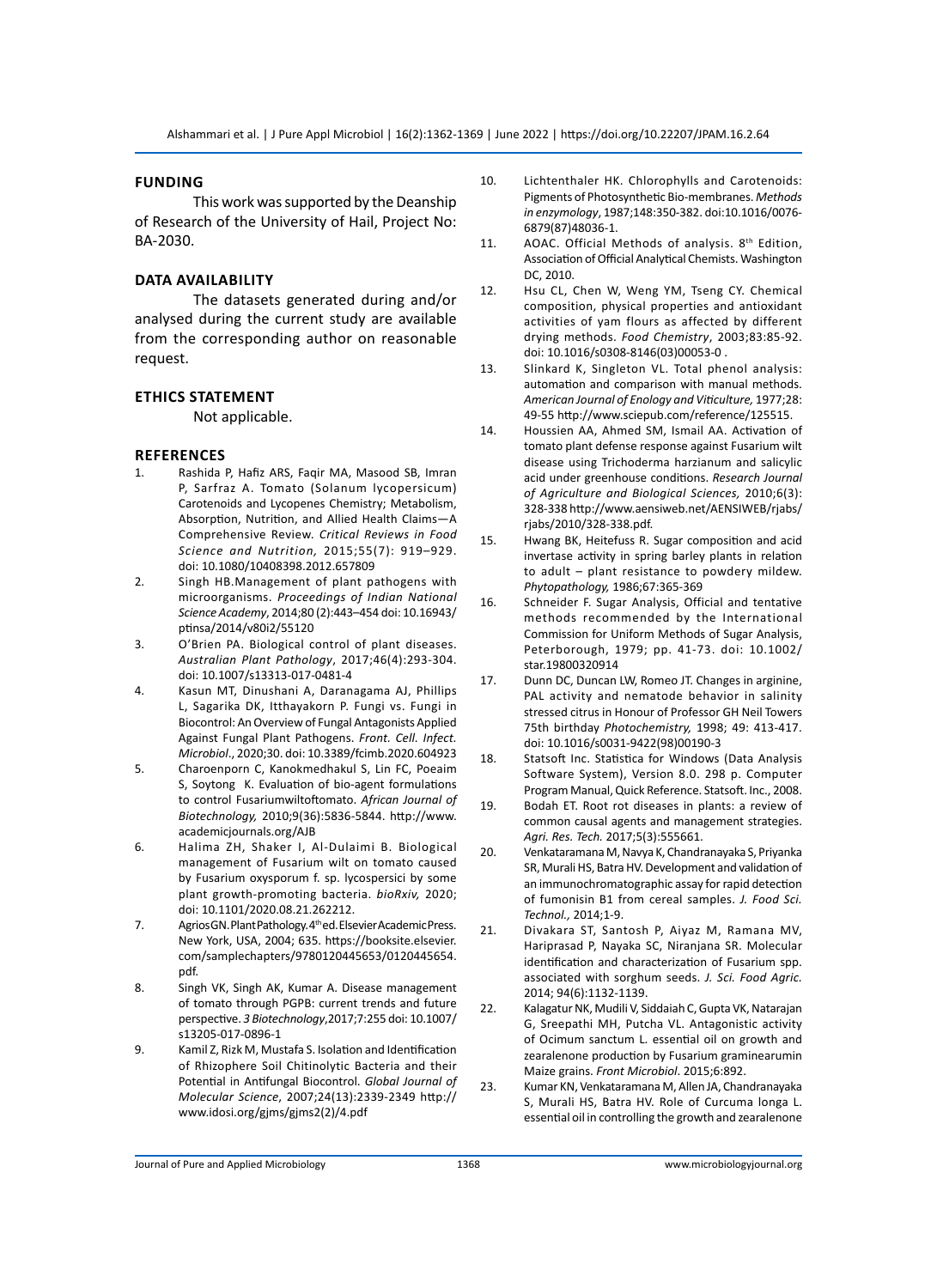## FUNDING

This work was supported by the Deanship of Research of the University of Hail, Project No: BA-2030.

## DATA AVAILABILITY

The datasets generated during and/or analysed during the current study are available from the corresponding author on reasonable request.

## ETHICS STATEMENT

Not applicable.

## REFERENCES

1. Rashida P, Hafiz ARS, Faqir MA, Masood SB, Imran P, Sarfraz A. Tomato (Solanum lycopersicum) Carotenoids and Lycopenes Chemistry; Metabolism, Absorption, Nutrition, and Allied Health Claims—A Comprehensive Review. *Critical Reviews in Food Science and Nutrition,* 2015;55(7): 919–929. doi: 10.1080/10408398.2012.657809
2. Singh HB.Management of plant pathogens with microorganisms. *Proceedings of Indian National Science Academy*, 2014;80 (2):443–454 doi: 10.16943/ptinsa/2014/v80i2/55120
3. O'Brien PA. Biological control of plant diseases. *Australian Plant Pathology*, 2017;46(4):293-304. doi: 10.1007/s13313-017-0481-4
4. Kasun MT, Dinushani A, Daranagama AJ, Phillips L, Sagarika DK, Itthayakorn P. Fungi vs. Fungi in Biocontrol: An Overview of Fungal Antagonists Applied Against Fungal Plant Pathogens. *Front. Cell. Infect. Microbiol*., 2020;30. doi: 10.3389/fcimb.2020.604923
5. Charoenporn C, Kanokmedhakul S, Lin FC, Poeaim S, Soytong K. Evaluation of bio-agent formulations to control Fusariumwiltoftomato. *African Journal of Biotechnology,* 2010;9(36):5836-5844. http://www.academicjournals.org/AJB
6. Halima ZH, Shaker I, Al-Dulaimi B. Biological management of Fusarium wilt on tomato caused by Fusarium oxysporum f. sp. lycospersici by some plant growth-promoting bacteria. *bioRxiv,* 2020; doi: 10.1101/2020.08.21.262212.
7. Agrios GN. Plant Pathology. 4th ed. Elsevier Academic Press. New York, USA, 2004; 635. https://booksite.elsevier.com/samplechapters/9780120445653/0120445654.pdf.
8. Singh VK, Singh AK, Kumar A. Disease management of tomato through PGPB: current trends and future perspective. *3 Biotechnology*,2017;7:255 doi: 10.1007/s13205-017-0896-1
9. Kamil Z, Rizk M, Mustafa S. Isolation and Identification of Rhizophere Soil Chitinolytic Bacteria and their Potential in Antifungal Biocontrol. *Global Journal of Molecular Science*, 2007;24(13):2339-2349 http://www.idosi.org/gjms/gjms2(2)/4.pdf
10. Lichtenthaler HK. Chlorophylls and Carotenoids: Pigments of Photosynthetic Bio-membranes. *Methods in enzymology*, 1987;148:350-382. doi:10.1016/0076-6879(87)48036-1.
11. AOAC. Official Methods of analysis. 8th Edition, Association of Official Analytical Chemists. Washington DC, 2010.
12. Hsu CL, Chen W, Weng YM, Tseng CY. Chemical composition, physical properties and antioxidant activities of yam flours as affected by different drying methods. *Food Chemistry*, 2003;83:85-92. doi: 10.1016/s0308-8146(03)00053-0 .
13. Slinkard K, Singleton VL. Total phenol analysis: automation and comparison with manual methods. *American Journal of Enology and Viticulture,* 1977;28: 49-55 http://www.sciepub.com/reference/125515.
14. Houssien AA, Ahmed SM, Ismail AA. Activation of tomato plant defense response against Fusarium wilt disease using Trichoderma harzianum and salicylic acid under greenhouse conditions. *Research Journal of Agriculture and Biological Sciences,* 2010;6(3): 328-338 http://www.aensiweb.net/AENSIWEB/rjabs/rjabs/2010/328-338.pdf.
15. Hwang BK, Heitefuss R. Sugar composition and acid invertase activity in spring barley plants in relation to adult – plant resistance to powdery mildew. *Phytopathology,* 1986;67:365-369
16. Schneider F. Sugar Analysis, Official and tentative methods recommended by the International Commission for Uniform Methods of Sugar Analysis, Peterborough, 1979; pp. 41-73. doi: 10.1002/star.19800320914
17. Dunn DC, Duncan LW, Romeo JT. Changes in arginine, PAL activity and nematode behavior in salinity stressed citrus in Honour of Professor GH Neil Towers 75th birthday *Photochemistry,* 1998; 49: 413-417. doi: 10.1016/s0031-9422(98)00190-3
18. Statsoft Inc. Statistica for Windows (Data Analysis Software System), Version 8.0. 298 p. Computer Program Manual, Quick Reference. Statsoft. Inc., 2008.
19. Bodah ET. Root rot diseases in plants: a review of common causal agents and management strategies. *Agri. Res. Tech.* 2017;5(3):555661.
20. Venkataramana M, Navya K, Chandranayaka S, Priyanka SR, Murali HS, Batra HV. Development and validation of an immunochromatographic assay for rapid detection of fumonisin B1 from cereal samples. *J. Food Sci. Technol.,* 2014;1-9.
21. Divakara ST, Santosh P, Aiyaz M, Ramana MV, Hariprasad P, Nayaka SC, Niranjana SR. Molecular identification and characterization of Fusarium spp. associated with sorghum seeds. *J. Sci. Food Agric.* 2014; 94(6):1132-1139.
22. Kalagatur NK, Mudili V, Siddaiah C, Gupta VK, Natarajan G, Sreepathi MH, Putcha VL. Antagonistic activity of Ocimum sanctum L. essential oil on growth and zearalenone production by Fusarium graminearumin Maize grains. *Front Microbiol.* 2015;6:892.
23. Kumar KN, Venkataramana M, Allen JA, Chandranayaka S, Murali HS, Batra HV. Role of Curcuma longa L. essential oil in controlling the growth and zearalenone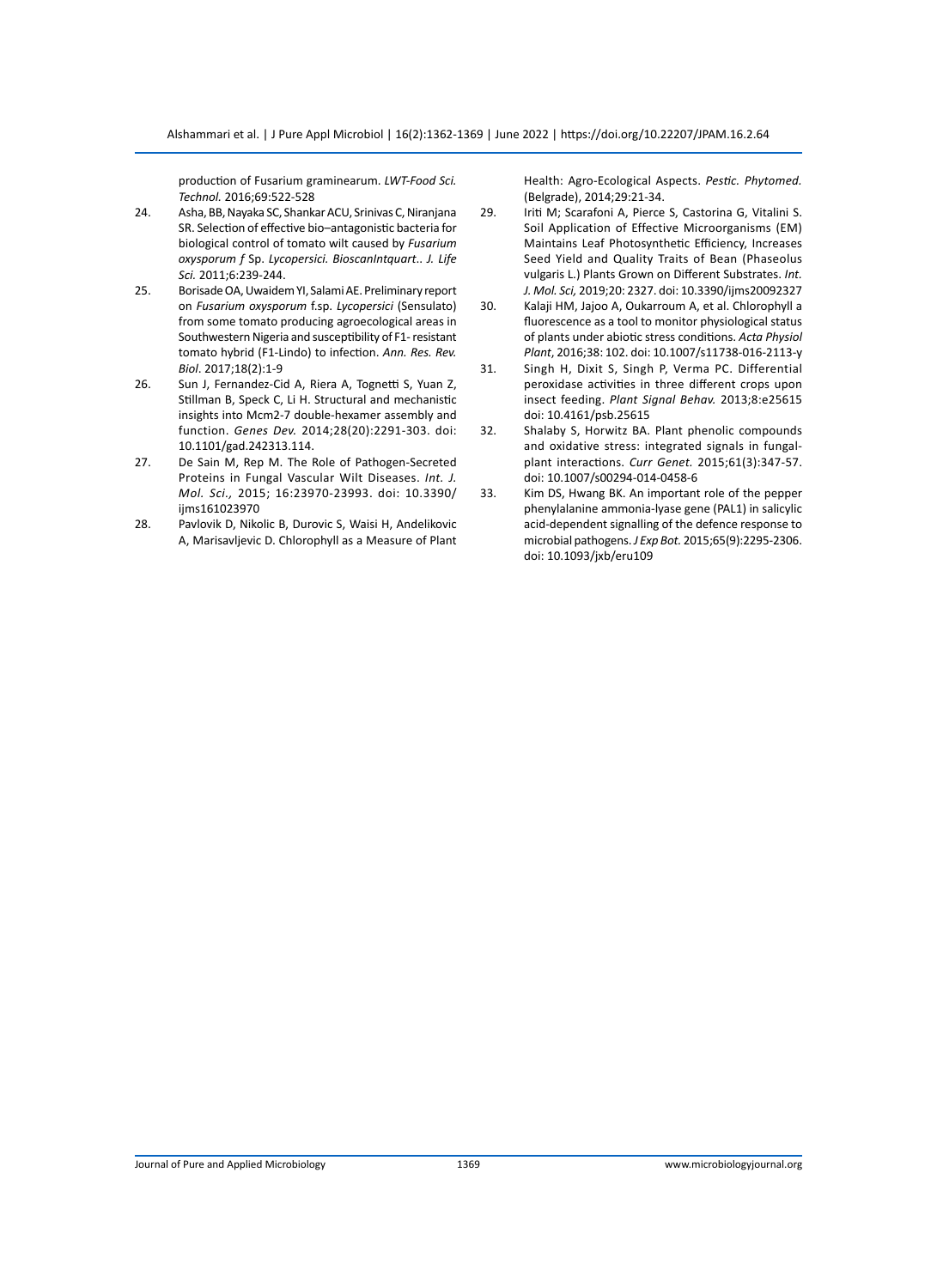production of Fusarium graminearum. *LWT-Food Sci. Technol.* 2016;69:522-528

24. Asha, BB, Nayaka SC, Shankar ACU, Srinivas C, Niranjana SR. Selection of effective bio–antagonistic bacteria for biological control of tomato wilt caused by *Fusarium oxysporum f* Sp. *Lycopersici. BioscanIntquart*.. *J. Life Sci.* 2011;6:239-244.
25. Borisade OA, Uwaidem YI, Salami AE. Preliminary report on *Fusarium oxysporum* f.sp. *Lycopersici* (Sensulato) from some tomato producing agroecological areas in Southwestern Nigeria and susceptibility of F1- resistant tomato hybrid (F1-Lindo) to infection. *Ann. Res. Rev. Biol*. 2017;18(2):1-9
26. Sun J, Fernandez-Cid A, Riera A, Tognetti S, Yuan Z, Stillman B, Speck C, Li H. Structural and mechanistic insights into Mcm2-7 double-hexamer assembly and function. *Genes Dev.* 2014;28(20):2291-303. doi: 10.1101/gad.242313.114.
27. De Sain M, Rep M. The Role of Pathogen-Secreted Proteins in Fungal Vascular Wilt Diseases. *Int. J. Mol. Sci.,* 2015; 16:23970-23993. doi: 10.3390/ijms161023970
28. Pavlovik D, Nikolic B, Durovic S, Waisi H, Andelikovic A, Marisavljevic D. Chlorophyll as a Measure of Plant Health: Agro-Ecological Aspects. *Pestic. Phytomed.* (Belgrade), 2014;29:21-34.
29. Iriti M; Scarafoni A, Pierce S, Castorina G, Vitalini S. Soil Application of Effective Microorganisms (EM) Maintains Leaf Photosynthetic Efficiency, Increases Seed Yield and Quality Traits of Bean (Phaseolus vulgaris L.) Plants Grown on Different Substrates. *Int. J. Mol. Sci,* 2019;20: 2327. doi: 10.3390/ijms20092327
30. Kalaji HM, Jajoo A, Oukarroum A, et al. Chlorophyll a fluorescence as a tool to monitor physiological status of plants under abiotic stress conditions. *Acta Physiol Plant*, 2016;38: 102. doi: 10.1007/s11738-016-2113-y
31. Singh H, Dixit S, Singh P, Verma PC. Differential peroxidase activities in three different crops upon insect feeding. *Plant Signal Behav.* 2013;8:e25615 doi: 10.4161/psb.25615
32. Shalaby S, Horwitz BA. Plant phenolic compounds and oxidative stress: integrated signals in fungal-plant interactions. *Curr Genet.* 2015;61(3):347-57. doi: 10.1007/s00294-014-0458-6
33. Kim DS, Hwang BK. An important role of the pepper phenylalanine ammonia-lyase gene (PAL1) in salicylic acid-dependent signalling of the defence response to microbial pathogens. *J Exp Bot.* 2015;65(9):2295-2306. doi: 10.1093/jxb/eru109